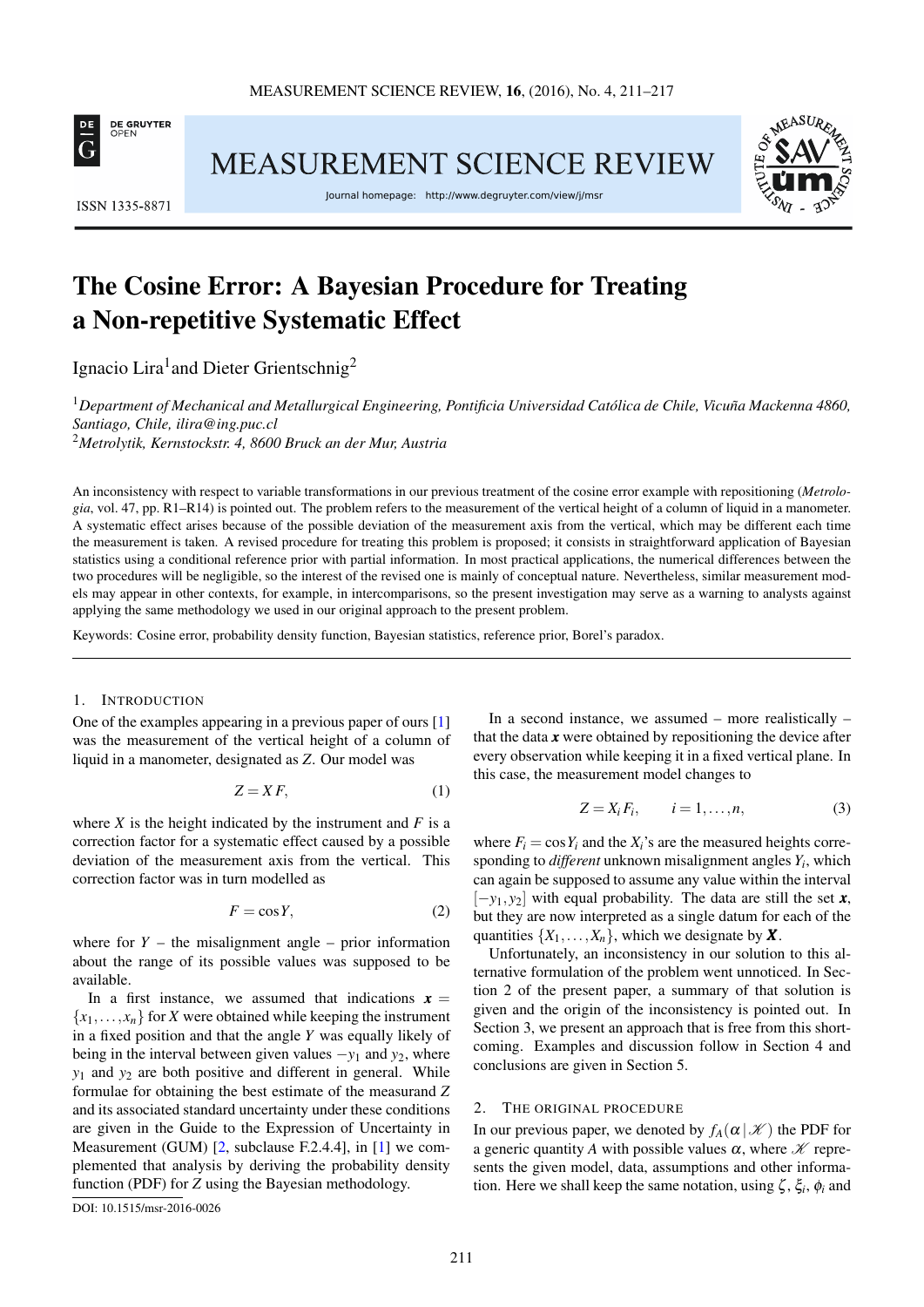# The Cosine Error: A Bayesian Procedure for Treating a Non-repetitive Systematic Effect

Ignacio Lira[1] and Dieter Grientschnig[2]

[1] *Department of Mechanical and Metallurgical Engineering, Pontificia Universidad Católica de Chile, Vicuña Mackenna 4860, Santiago, Chile, ilira@ing.puc.cl*
[2] *Metrolytik, Kernstockstr. 4, 8600 Bruck an der Mur, Austria*

An inconsistency with respect to variable transformations in our previous treatment of the cosine error example with repositioning (*Metrologia*, vol. 47, pp. R1–R14) is pointed out. The problem refers to the measurement of the vertical height of a column of liquid in a manometer. A systematic effect arises because of the possible deviation of the measurement axis from the vertical, which may be different each time the measurement is taken. A revised procedure for treating this problem is proposed; it consists in straightforward application of Bayesian statistics using a conditional reference prior with partial information. In most practical applications, the numerical differences between the two procedures will be negligible, so the interest of the revised one is mainly of conceptual nature. Nevertheless, similar measurement models may appear in other contexts, for example, in intercomparisons, so the present investigation may serve as a warning to analysts against applying the same methodology we used in our original approach to the present problem.

Keywords: Cosine error, probability density function, Bayesian statistics, reference prior, Borel's paradox.

## 1. Introduction

One of the examples appearing in a previous paper of ours [1] was the measurement of the vertical height of a column of liquid in a manometer, designated as $Z$. Our model was

$$Z = X F, \tag{1}$$

where $X$ is the height indicated by the instrument and $F$ is a correction factor for a systematic effect caused by a possible deviation of the measurement axis from the vertical. This correction factor was in turn modelled as

$$F = \cos Y, \tag{2}$$

where for $Y$ – the misalignment angle – prior information about the range of its possible values was supposed to be available.

In a first instance, we assumed that indications $\boldsymbol{x} = \{x_1, \ldots, x_n\}$ for $X$ were obtained while keeping the instrument in a fixed position and that the angle $Y$ was equally likely of being in the interval between given values $-y_1$ and $y_2$, where $y_1$ and $y_2$ are both positive and different in general. While formulae for obtaining the best estimate of the measurand $Z$ and its associated standard uncertainty under these conditions are given in the Guide to the Expression of Uncertainty in Measurement (GUM) [2, subclause F.2.4.4], in [1] we complemented that analysis by deriving the probability density function (PDF) for $Z$ using the Bayesian methodology.

In a second instance, we assumed – more realistically – that the data $\boldsymbol{x}$ were obtained by repositioning the device after every observation while keeping it in a fixed vertical plane. In this case, the measurement model changes to

$$Z = X_i F_i, \qquad i = 1, \ldots, n, \tag{3}$$

where $F_i = \cos Y_i$ and the $X_i$'s are the measured heights corresponding to *different* unknown misalignment angles $Y_i$, which can again be supposed to assume any value within the interval $[-y_1, y_2]$ with equal probability. The data are still the set $\boldsymbol{x}$, but they are now interpreted as a single datum for each of the quantities $\{X_1, \ldots, X_n\}$, which we designate by $\boldsymbol{X}$.

Unfortunately, an inconsistency in our solution to this alternative formulation of the problem went unnoticed. In Section 2 of the present paper, a summary of that solution is given and the origin of the inconsistency is pointed out. In Section 3, we present an approach that is free from this shortcoming. Examples and discussion follow in Section 4 and conclusions are given in Section 5.

## 2. The original procedure

In our previous paper, we denoted by $f_A(\alpha \,|\, \mathscr{K})$ the PDF for a generic quantity $A$ with possible values $\alpha$, where $\mathscr{K}$ represents the given model, data, assumptions and other information. Here we shall keep the same notation, using $\zeta$, $\xi_i$, $\phi_i$ and

DOI: 10.1515/msr-2016-0026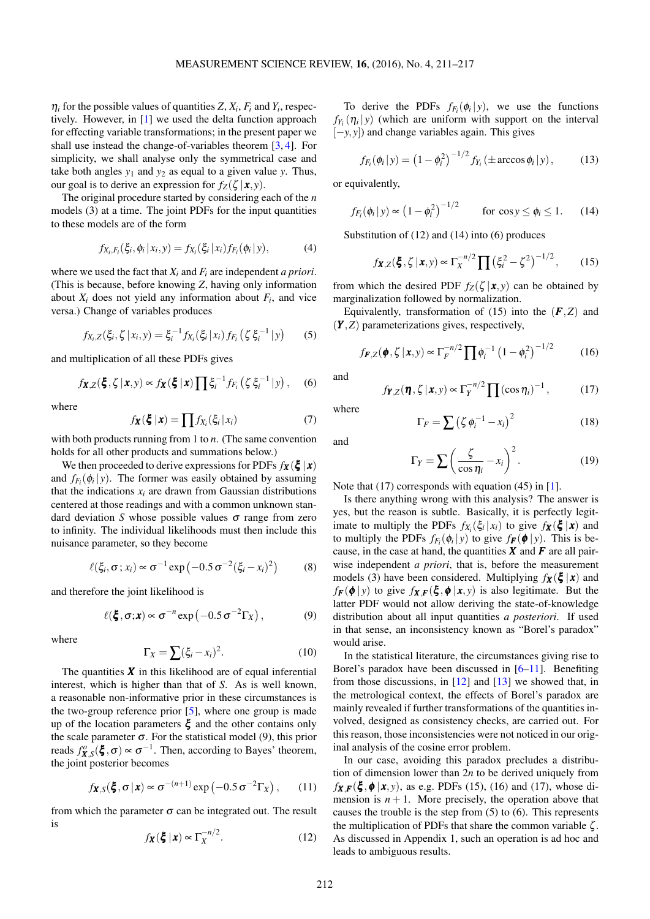$\eta_i$ for the possible values of quantities $Z$, $X_i$, $F_i$ and $Y_i$, respectively. However, in [1] we used the delta function approach for effecting variable transformations; in the present paper we shall use instead the change-of-variables theorem [3, 4]. For simplicity, we shall analyse only the symmetrical case and take both angles $y_1$ and $y_2$ as equal to a given value $y$. Thus, our goal is to derive an expression for $f_Z(\zeta\,|\,\boldsymbol{x},y)$.

The original procedure started by considering each of the $n$ models (3) at a time. The joint PDFs for the input quantities to these models are of the form

$$f_{X_i,F_i}(\xi_i,\phi_i\,|\,x_i,y) = f_{X_i}(\xi_i\,|\,x_i)f_{F_i}(\phi_i\,|\,y), \tag{4}$$

where we used the fact that $X_i$ and $F_i$ are independent *a priori*. (This is because, before knowing $Z$, having only information about $X_i$ does not yield any information about $F_i$, and vice versa.) Change of variables produces

$$f_{X_i,Z}(\xi_i,\zeta\,|\,x_i,y) = \xi_i^{-1}f_{X_i}(\xi_i\,|\,x_i)\,f_{F_i}\left(\zeta\,\xi_i^{-1}\,|\,y\right) \tag{5}$$

and multiplication of all these PDFs gives

$$f_{\boldsymbol{X},Z}(\boldsymbol{\xi},\zeta\,|\,\boldsymbol{x},y) \propto f_{\boldsymbol{X}}(\boldsymbol{\xi}\,|\,\boldsymbol{x})\prod \xi_i^{-1}f_{F_i}\left(\zeta\,\xi_i^{-1}\,|\,y\right), \tag{6}$$

where

$$f_{\boldsymbol{X}}(\boldsymbol{\xi}\,|\,\boldsymbol{x}) = \prod f_{X_i}(\xi_i\,|\,x_i) \tag{7}$$

with both products running from 1 to $n$. (The same convention holds for all other products and summations below.)

We then proceeded to derive expressions for PDFs $f_{\boldsymbol{X}}(\boldsymbol{\xi}\,|\,\boldsymbol{x})$ and $f_{F_i}(\phi_i\,|\,y)$. The former was easily obtained by assuming that the indications $x_i$ are drawn from Gaussian distributions centered at those readings and with a common unknown standard deviation $\sigma$ whose possible values $S$ range from zero to infinity. The individual likelihoods must then include this nuisance parameter, so they become

$$\ell(\xi_i,\sigma\,;x_i) \propto \sigma^{-1}\exp\left(-0.5\,\sigma^{-2}(\xi_i - x_i)^2\right) \tag{8}$$

and therefore the joint likelihood is

$$\ell(\boldsymbol{\xi},\sigma;\boldsymbol{x}) \propto \sigma^{-n}\exp\left(-0.5\,\sigma^{-2}\Gamma_X\right), \tag{9}$$

where

$$\Gamma_X = \sum(\xi_i - x_i)^2. \tag{10}$$

The quantities $\boldsymbol{X}$ in this likelihood are of equal inferential interest, which is higher than that of $S$. As is well known, a reasonable non-informative prior in these circumstances is the two-group reference prior [5], where one group is made up of the location parameters $\boldsymbol{\xi}$ and the other contains only the scale parameter $\sigma$. For the statistical model (9), this prior reads $f^o_{\boldsymbol{X},S}(\boldsymbol{\xi},\sigma) \propto \sigma^{-1}$. Then, according to Bayes' theorem, the joint posterior becomes

$$f_{\boldsymbol{X},S}(\boldsymbol{\xi},\sigma\,|\,\boldsymbol{x}) \propto \sigma^{-(n+1)}\exp\left(-0.5\,\sigma^{-2}\Gamma_X\right), \tag{11}$$

from which the parameter $\sigma$ can be integrated out. The result is

$$f_{\boldsymbol{X}}(\boldsymbol{\xi}\,|\,\boldsymbol{x}) \propto \Gamma_X^{-n/2}. \tag{12}$$

To derive the PDFs $f_{F_i}(\phi_i\,|\,y)$, we use the functions $f_{Y_i}(\eta_i\,|\,y)$ (which are uniform with support on the interval $[-y,y]$) and change variables again. This gives

$$f_{F_i}(\phi_i\,|\,y) = \left(1-\phi_i^2\right)^{-1/2}f_{Y_i}\left(\pm\arccos\phi_i\,|\,y\right), \tag{13}$$

or equivalently,

$$f_{F_i}(\phi_i\,|\,y) \propto \left(1-\phi_i^2\right)^{-1/2} \qquad \text{for } \cos y \le \phi_i \le 1. \tag{14}$$

Substitution of (12) and (14) into (6) produces

$$f_{\boldsymbol{X},Z}(\boldsymbol{\xi},\zeta\,|\,\boldsymbol{x},y) \propto \Gamma_X^{-n/2}\prod\left(\xi_i^2 - \zeta^2\right)^{-1/2}, \tag{15}$$

from which the desired PDF $f_Z(\zeta\,|\,\boldsymbol{x},y)$ can be obtained by marginalization followed by normalization.

Equivalently, transformation of (15) into the $(\boldsymbol{F},Z)$ and $(\boldsymbol{Y},Z)$ parameterizations gives, respectively,

$$f_{\boldsymbol{F},Z}(\boldsymbol{\phi},\zeta\,|\,\boldsymbol{x},y) \propto \Gamma_F^{-n/2}\prod\phi_i^{-1}\left(1-\phi_i^2\right)^{-1/2} \tag{16}$$

and

$$f_{\boldsymbol{Y},Z}(\boldsymbol{\eta},\zeta\,|\,\boldsymbol{x},y) \propto \Gamma_Y^{-n/2}\prod(\cos\eta_i)^{-1}, \tag{17}$$

where

$$\Gamma_F = \sum\left(\zeta\,\phi_i^{-1} - x_i\right)^2 \tag{18}$$

and

$$\Gamma_Y = \sum\left(\frac{\zeta}{\cos\eta_i} - x_i\right)^2. \tag{19}$$

Note that (17) corresponds with equation (45) in [1].

Is there anything wrong with this analysis? The answer is yes, but the reason is subtle. Basically, it is perfectly legitimate to multiply the PDFs $f_{X_i}(\xi_i\,|\,x_i)$ to give $f_{\boldsymbol{X}}(\boldsymbol{\xi}\,|\,\boldsymbol{x})$ and to multiply the PDFs $f_{F_i}(\phi_i\,|\,y)$ to give $f_{\boldsymbol{F}}(\boldsymbol{\phi}\,|\,y)$. This is because, in the case at hand, the quantities $\boldsymbol{X}$ and $\boldsymbol{F}$ are all pairwise independent *a priori*, that is, before the measurement models (3) have been considered. Multiplying $f_{\boldsymbol{X}}(\boldsymbol{\xi}\,|\,\boldsymbol{x})$ and $f_{\boldsymbol{F}}(\boldsymbol{\phi}\,|\,y)$ to give $f_{\boldsymbol{X},\boldsymbol{F}}(\boldsymbol{\xi},\boldsymbol{\phi}\,|\,\boldsymbol{x},y)$ is also legitimate. But the latter PDF would not allow deriving the state-of-knowledge distribution about all input quantities *a posteriori*. If used in that sense, an inconsistency known as "Borel's paradox" would arise.

In the statistical literature, the circumstances giving rise to Borel's paradox have been discussed in [6–11]. Benefiting from those discussions, in [12] and [13] we showed that, in the metrological context, the effects of Borel's paradox are mainly revealed if further transformations of the quantities involved, designed as consistency checks, are carried out. For this reason, those inconsistencies were not noticed in our original analysis of the cosine error problem.

In our case, avoiding this paradox precludes a distribution of dimension lower than $2n$ to be derived uniquely from $f_{\boldsymbol{X},\boldsymbol{F}}(\boldsymbol{\xi},\boldsymbol{\phi}\,|\,\boldsymbol{x},y)$, as e.g. PDFs (15), (16) and (17), whose dimension is $n+1$. More precisely, the operation above that causes the trouble is the step from (5) to (6). This represents the multiplication of PDFs that share the common variable $\zeta$. As discussed in Appendix 1, such an operation is ad hoc and leads to ambiguous results.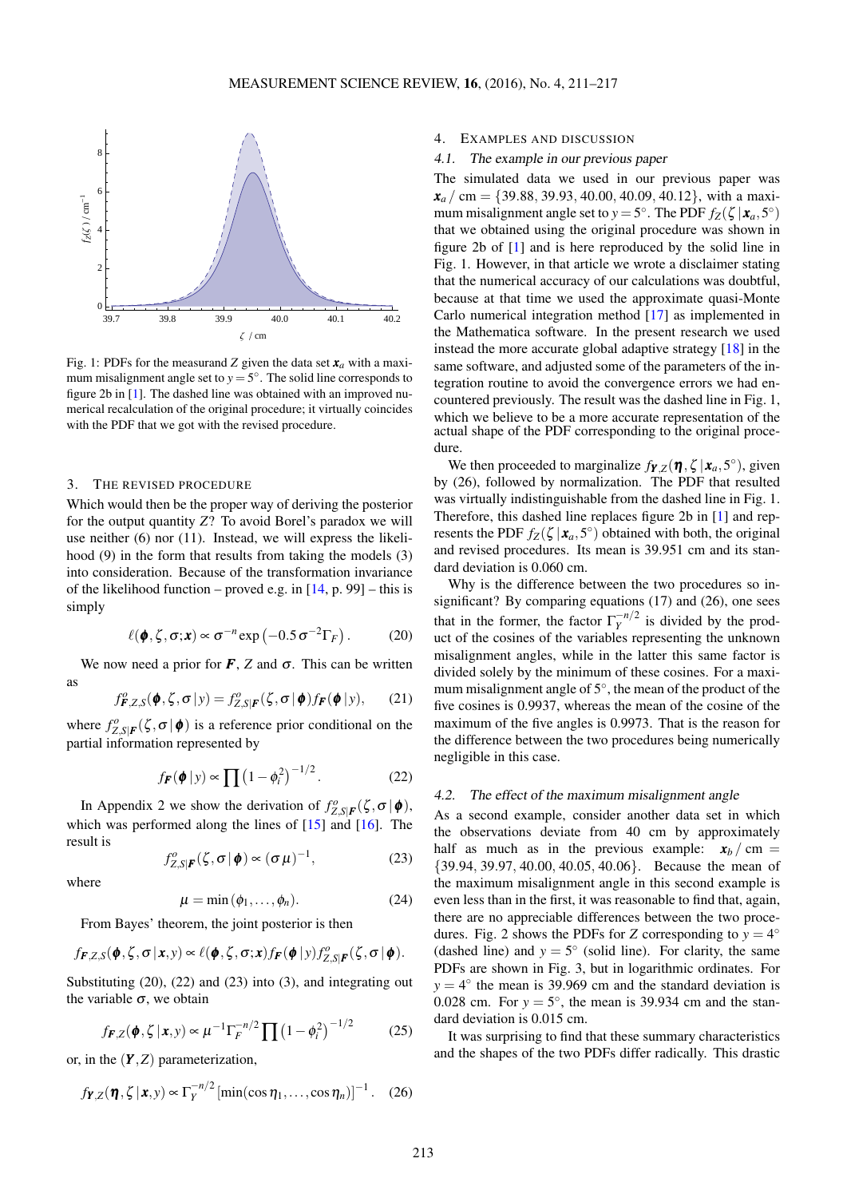Fig. 1: PDFs for the measurand $Z$ given the data set $\boldsymbol{x}_a$ with a maximum misalignment angle set to $y = 5^\circ$. The solid line corresponds to figure 2b in [1]. The dashed line was obtained with an improved numerical recalculation of the original procedure; it virtually coincides with the PDF that we got with the revised procedure.

## 3. The revised procedure

Which would then be the proper way of deriving the posterior for the output quantity $Z$? To avoid Borel's paradox we will use neither (6) nor (11). Instead, we will express the likelihood (9) in the form that results from taking the models (3) into consideration. Because of the transformation invariance of the likelihood function – proved e.g. in [14, p. 99] – this is simply

$$\ell(\boldsymbol{\phi}, \zeta, \sigma; \boldsymbol{x}) \propto \sigma^{-n} \exp\left(-0.5\,\sigma^{-2}\Gamma_F\right). \tag{20}$$

We now need a prior for $\boldsymbol{F}$, $Z$ and $\sigma$. This can be written as

$$f^o_{\boldsymbol{F},Z,S}(\boldsymbol{\phi}, \zeta, \sigma \,|\, y) = f^o_{Z,S|\boldsymbol{F}}(\zeta, \sigma \,|\, \boldsymbol{\phi}) f_{\boldsymbol{F}}(\boldsymbol{\phi} \,|\, y), \tag{21}$$

where $f^o_{Z,S|\boldsymbol{F}}(\zeta, \sigma \,|\, \boldsymbol{\phi})$ is a reference prior conditional on the partial information represented by

$$f_{\boldsymbol{F}}(\boldsymbol{\phi} \,|\, y) \propto \prod \left(1 - \phi_i^2\right)^{-1/2}. \tag{22}$$

In Appendix 2 we show the derivation of $f^o_{Z,S|\boldsymbol{F}}(\zeta, \sigma \,|\, \boldsymbol{\phi})$, which was performed along the lines of [15] and [16]. The result is

$$f^o_{Z,S|\boldsymbol{F}}(\zeta, \sigma \,|\, \boldsymbol{\phi}) \propto (\sigma\mu)^{-1}, \tag{23}$$

where

$$\mu = \min(\phi_1, \ldots, \phi_n). \tag{24}$$

From Bayes' theorem, the joint posterior is then

$$f_{\boldsymbol{F},Z,S}(\boldsymbol{\phi}, \zeta, \sigma \,|\, \boldsymbol{x}, y) \propto \ell(\boldsymbol{\phi}, \zeta, \sigma; \boldsymbol{x}) f_{\boldsymbol{F}}(\boldsymbol{\phi} \,|\, y) f^o_{Z,S|\boldsymbol{F}}(\zeta, \sigma \,|\, \boldsymbol{\phi}).$$

Substituting (20), (22) and (23) into (3), and integrating out the variable $\sigma$, we obtain

$$f_{\boldsymbol{F},Z}(\boldsymbol{\phi}, \zeta \,|\, \boldsymbol{x}, y) \propto \mu^{-1}\Gamma_F^{-n/2} \prod \left(1 - \phi_i^2\right)^{-1/2} \tag{25}$$

or, in the $(\boldsymbol{Y}, Z)$ parameterization,

$$f_{\boldsymbol{Y},Z}(\boldsymbol{\eta}, \zeta \,|\, \boldsymbol{x}, y) \propto \Gamma_Y^{-n/2} \left[\min(\cos\eta_1, \ldots, \cos\eta_n)\right]^{-1}. \tag{26}$$

## 4. Examples and discussion

### 4.1. The example in our previous paper

The simulated data we used in our previous paper was $\boldsymbol{x}_a$ / cm = {39.88, 39.93, 40.00, 40.09, 40.12}, with a maximum misalignment angle set to $y = 5^\circ$. The PDF $f_Z(\zeta \,|\, \boldsymbol{x}_a, 5^\circ)$ that we obtained using the original procedure was shown in figure 2b of [1] and is here reproduced by the solid line in Fig. 1. However, in that article we wrote a disclaimer stating that the numerical accuracy of our calculations was doubtful, because at that time we used the approximate quasi-Monte Carlo numerical integration method [17] as implemented in the Mathematica software. In the present research we used instead the more accurate global adaptive strategy [18] in the same software, and adjusted some of the parameters of the integration routine to avoid the convergence errors we had encountered previously. The result was the dashed line in Fig. 1, which we believe to be a more accurate representation of the actual shape of the PDF corresponding to the original procedure.

We then proceeded to marginalize $f_{\boldsymbol{Y},Z}(\boldsymbol{\eta}, \zeta \,|\, \boldsymbol{x}_a, 5^\circ)$, given by (26), followed by normalization. The PDF that resulted was virtually indistinguishable from the dashed line in Fig. 1. Therefore, this dashed line replaces figure 2b in [1] and represents the PDF $f_Z(\zeta \,|\, \boldsymbol{x}_a, 5^\circ)$ obtained with both, the original and revised procedures. Its mean is 39.951 cm and its standard deviation is 0.060 cm.

Why is the difference between the two procedures so insignificant? By comparing equations (17) and (26), one sees that in the former, the factor $\Gamma_Y^{-n/2}$ is divided by the product of the cosines of the variables representing the unknown misalignment angles, while in the latter this same factor is divided solely by the minimum of these cosines. For a maximum misalignment angle of 5°, the mean of the product of the five cosines is 0.9937, whereas the mean of the cosine of the maximum of the five angles is 0.9973. That is the reason for the difference between the two procedures being numerically negligible in this case.

### 4.2. The effect of the maximum misalignment angle

As a second example, consider another data set in which the observations deviate from 40 cm by approximately half as much as in the previous example: $\boldsymbol{x}_b$ / cm = {39.94, 39.97, 40.00, 40.05, 40.06}. Because the mean of the maximum misalignment angle in this second example is even less than in the first, it was reasonable to find that, again, there are no appreciable differences between the two procedures. Fig. 2 shows the PDFs for $Z$ corresponding to $y = 4^\circ$ (dashed line) and $y = 5^\circ$ (solid line). For clarity, the same PDFs are shown in Fig. 3, but in logarithmic ordinates. For $y = 4^\circ$ the mean is 39.969 cm and the standard deviation is 0.028 cm. For $y = 5^\circ$, the mean is 39.934 cm and the standard deviation is 0.015 cm.

It was surprising to find that these summary characteristics and the shapes of the two PDFs differ radically. This drastic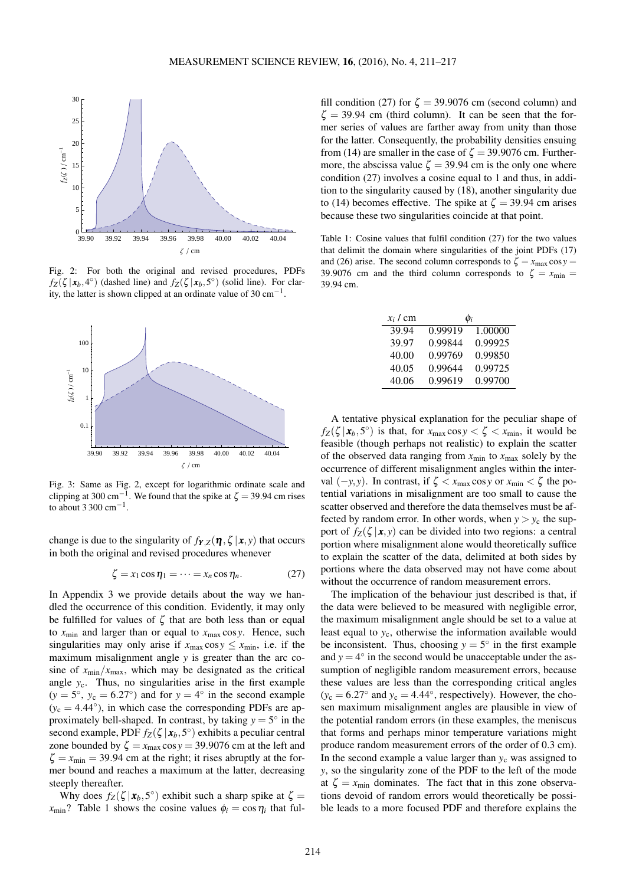Fig. 2: For both the original and revised procedures, PDFs $f_Z(\zeta\,|\,\boldsymbol{x}_b, 4^\circ)$ (dashed line) and $f_Z(\zeta\,|\,\boldsymbol{x}_b, 5^\circ)$ (solid line). For clarity, the latter is shown clipped at an ordinate value of 30 cm$^{-1}$.

Fig. 3: Same as Fig. 2, except for logarithmic ordinate scale and clipping at 300 cm$^{-1}$. We found that the spike at $\zeta = 39.94$ cm rises to about 3 300 cm$^{-1}$.

change is due to the singularity of $f_{\boldsymbol{Y},Z}(\boldsymbol{\eta}, \zeta\,|\,\boldsymbol{x}, y)$ that occurs in both the original and revised procedures whenever

$$\zeta = x_1 \cos\eta_1 = \cdots = x_n \cos\eta_n. \tag{27}$$

In Appendix 3 we provide details about the way we handled the occurrence of this condition. Evidently, it may only be fulfilled for values of $\zeta$ that are both less than or equal to $x_{\min}$ and larger than or equal to $x_{\max}\cos y$. Hence, such singularities may only arise if $x_{\max}\cos y \leq x_{\min}$, i.e. if the maximum misalignment angle $y$ is greater than the arc cosine of $x_{\min}/x_{\max}$, which may be designated as the critical angle $y_c$. Thus, no singularities arise in the first example ($y = 5^\circ$, $y_c = 6.27^\circ$) and for $y = 4^\circ$ in the second example ($y_c = 4.44^\circ$), in which case the corresponding PDFs are approximately bell-shaped. In contrast, by taking $y = 5^\circ$ in the second example, PDF $f_Z(\zeta\,|\,\boldsymbol{x}_b, 5^\circ)$ exhibits a peculiar central zone bounded by $\zeta = x_{\max}\cos y = 39.9076$ cm at the left and $\zeta = x_{\min} = 39.94$ cm at the right; it rises abruptly at the former bound and reaches a maximum at the latter, decreasing steeply thereafter.

Why does $f_Z(\zeta\,|\,\boldsymbol{x}_b, 5^\circ)$ exhibit such a sharp spike at $\zeta = x_{\min}$? Table 1 shows the cosine values $\phi_i = \cos\eta_i$ that fulfill condition (27) for $\zeta = 39.9076$ cm (second column) and $\zeta = 39.94$ cm (third column). It can be seen that the former series of values are farther away from unity than those for the latter. Consequently, the probability densities ensuing from (14) are smaller in the case of $\zeta = 39.9076$ cm. Furthermore, the abscissa value $\zeta = 39.94$ cm is the only one where condition (27) involves a cosine equal to 1 and thus, in addition to the singularity caused by (18), another singularity due to (14) becomes effective. The spike at $\zeta = 39.94$ cm arises because these two singularities coincide at that point.

Table 1: Cosine values that fulfil condition (27) for the two values that delimit the domain where singularities of the joint PDFs (17) and (26) arise. The second column corresponds to $\zeta = x_{\max}\cos y = 39.9076$ cm and the third column corresponds to $\zeta = x_{\min} = 39.94$ cm.

| $x_i$ / cm | $\phi_i$ | |
|---|---|---|
| 39.94 | 0.99919 | 1.00000 |
| 39.97 | 0.99844 | 0.99925 |
| 40.00 | 0.99769 | 0.99850 |
| 40.05 | 0.99644 | 0.99725 |
| 40.06 | 0.99619 | 0.99700 |

A tentative physical explanation for the peculiar shape of $f_Z(\zeta\,|\,\boldsymbol{x}_b, 5^\circ)$ is that, for $x_{\max}\cos y < \zeta < x_{\min}$, it would be feasible (though perhaps not realistic) to explain the scatter of the observed data ranging from $x_{\min}$ to $x_{\max}$ solely by the occurrence of different misalignment angles within the interval $(-y, y)$. In contrast, if $\zeta < x_{\max}\cos y$ or $x_{\min} < \zeta$ the potential variations in misalignment are too small to cause the scatter observed and therefore the data themselves must be affected by random error. In other words, when $y > y_c$ the support of $f_Z(\zeta\,|\,\boldsymbol{x}, y)$ can be divided into two regions: a central portion where misalignment alone would theoretically suffice to explain the scatter of the data, delimited at both sides by portions where the data observed may not have come about without the occurrence of random measurement errors.

The implication of the behaviour just described is that, if the data were believed to be measured with negligible error, the maximum misalignment angle should be set to a value at least equal to $y_c$, otherwise the information available would be inconsistent. Thus, choosing $y = 5^\circ$ in the first example and $y = 4^\circ$ in the second would be unacceptable under the assumption of negligible random measurement errors, because these values are less than the corresponding critical angles ($y_c = 6.27^\circ$ and $y_c = 4.44^\circ$, respectively). However, the chosen maximum misalignment angles are plausible in view of the potential random errors (in these examples, the meniscus that forms and perhaps minor temperature variations might produce random measurement errors of the order of 0.3 cm). In the second example a value larger than $y_c$ was assigned to $y$, so the singularity zone of the PDF to the left of the mode at $\zeta = x_{\min}$ dominates. The fact that in this zone observations devoid of random errors would theoretically be possible leads to a more focused PDF and therefore explains the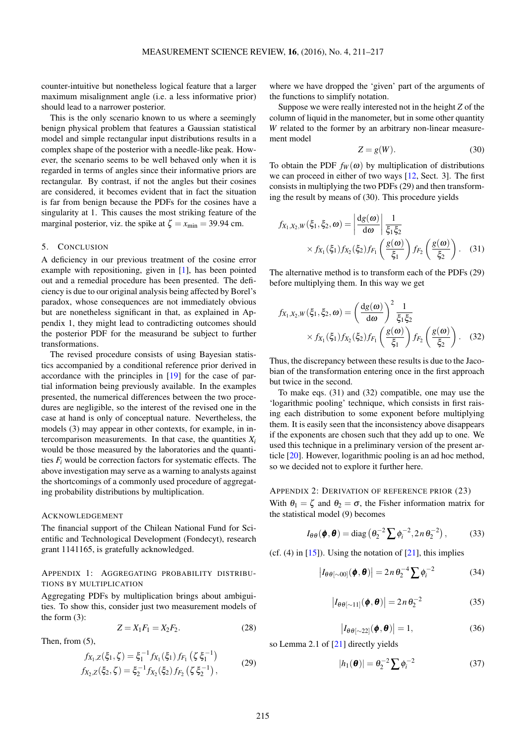counter-intuitive but nonetheless logical feature that a larger maximum misalignment angle (i.e. a less informative prior) should lead to a narrower posterior.

This is the only scenario known to us where a seemingly benign physical problem that features a Gaussian statistical model and simple rectangular input distributions results in a complex shape of the posterior with a needle-like peak. However, the scenario seems to be well behaved only when it is regarded in terms of angles since their informative priors are rectangular. By contrast, if not the angles but their cosines are considered, it becomes evident that in fact the situation is far from benign because the PDFs for the cosines have a singularity at 1. This causes the most striking feature of the marginal posterior, viz. the spike at $\zeta = x_{\min} = 39.94$ cm.

## 5. Conclusion

A deficiency in our previous treatment of the cosine error example with repositioning, given in [1], has been pointed out and a remedial procedure has been presented. The deficiency is due to our original analysis being affected by Borel's paradox, whose consequences are not immediately obvious but are nonetheless significant in that, as explained in Appendix 1, they might lead to contradicting outcomes should the posterior PDF for the measurand be subject to further transformations.

The revised procedure consists of using Bayesian statistics accompanied by a conditional reference prior derived in accordance with the principles in [19] for the case of partial information being previously available. In the examples presented, the numerical differences between the two procedures are negligible, so the interest of the revised one in the case at hand is only of conceptual nature. Nevertheless, the models (3) may appear in other contexts, for example, in intercomparison measurements. In that case, the quantities $X_i$ would be those measured by the laboratories and the quantities $F_i$ would be correction factors for systematic effects. The above investigation may serve as a warning to analysts against the shortcomings of a commonly used procedure of aggregating probability distributions by multiplication.

## Acknowledgement

The financial support of the Chilean National Fund for Scientific and Technological Development (Fondecyt), research grant 1141165, is gratefully acknowledged.

## Appendix 1: Aggregating probability distributions by multiplication

Aggregating PDFs by multiplication brings about ambiguities. To show this, consider just two measurement models of the form (3):

$$Z = X_1 F_1 = X_2 F_2. \tag{28}$$

Then, from (5),

$$\begin{aligned} f_{X_1,Z}(\xi_1,\zeta) &= \xi_1^{-1} f_{X_1}(\xi_1) f_{F_1}\left(\zeta\,\xi_1^{-1}\right) \\ f_{X_2,Z}(\xi_2,\zeta) &= \xi_2^{-1} f_{X_2}(\xi_2) f_{F_2}\left(\zeta\,\xi_2^{-1}\right), \end{aligned} \tag{29}$$

where we have dropped the 'given' part of the arguments of the functions to simplify notation.

Suppose we were really interested not in the height $Z$ of the column of liquid in the manometer, but in some other quantity $W$ related to the former by an arbitrary non-linear measurement model

$$Z = g(W). \tag{30}$$

To obtain the PDF $f_W(\omega)$ by multiplication of distributions we can proceed in either of two ways [12, Sect. 3]. The first consists in multiplying the two PDFs (29) and then transforming the result by means of (30). This procedure yields

$$f_{X_1,X_2,W}(\xi_1,\xi_2,\omega) = \left|\frac{\mathrm{d}g(\omega)}{\mathrm{d}\omega}\right| \frac{1}{\xi_1\xi_2} \times f_{X_1}(\xi_1) f_{X_2}(\xi_2) f_{F_1}\left(\frac{g(\omega)}{\xi_1}\right) f_{F_2}\left(\frac{g(\omega)}{\xi_2}\right). \tag{31}$$

The alternative method is to transform each of the PDFs (29) before multiplying them. In this way we get

$$f_{X_1,X_2,W}(\xi_1,\xi_2,\omega) = \left(\frac{\mathrm{d}g(\omega)}{\mathrm{d}\omega}\right)^2 \frac{1}{\xi_1\xi_2} \times f_{X_1}(\xi_1) f_{X_2}(\xi_2) f_{F_1}\left(\frac{g(\omega)}{\xi_1}\right) f_{F_2}\left(\frac{g(\omega)}{\xi_2}\right). \tag{32}$$

Thus, the discrepancy between these results is due to the Jacobian of the transformation entering once in the first approach but twice in the second.

To make eqs. (31) and (32) compatible, one may use the 'logarithmic pooling' technique, which consists in first raising each distribution to some exponent before multiplying them. It is easily seen that the inconsistency above disappears if the exponents are chosen such that they add up to one. We used this technique in a preliminary version of the present article [20]. However, logarithmic pooling is an ad hoc method, so we decided not to explore it further here.

## Appendix 2: Derivation of reference prior (23)

With $\theta_1 = \zeta$ and $\theta_2 = \sigma$, the Fisher information matrix for the statistical model (9) becomes

$$I_{\theta\theta}(\boldsymbol{\phi},\boldsymbol{\theta}) = \operatorname{diag}\left(\theta_2^{-2}\sum\phi_i^{-2}, 2n\,\theta_2^{-2}\right), \tag{33}$$

(cf. (4) in [15]). Using the notation of [21], this implies

$$\left|I_{\theta\theta[\sim 00]}(\boldsymbol{\phi},\boldsymbol{\theta})\right| = 2n\,\theta_2^{-4}\sum\phi_i^{-2} \tag{34}$$

$$\left|I_{\theta\theta[\sim 11]}(\boldsymbol{\phi},\boldsymbol{\theta})\right| = 2n\,\theta_2^{-2} \tag{35}$$

$$\left|I_{\theta\theta[\sim 22]}(\boldsymbol{\phi},\boldsymbol{\theta})\right| = 1, \tag{36}$$

so Lemma 2.1 of [21] directly yields

$$|h_1(\boldsymbol{\theta})| = \theta_2^{-2}\sum\phi_i^{-2} \tag{37}$$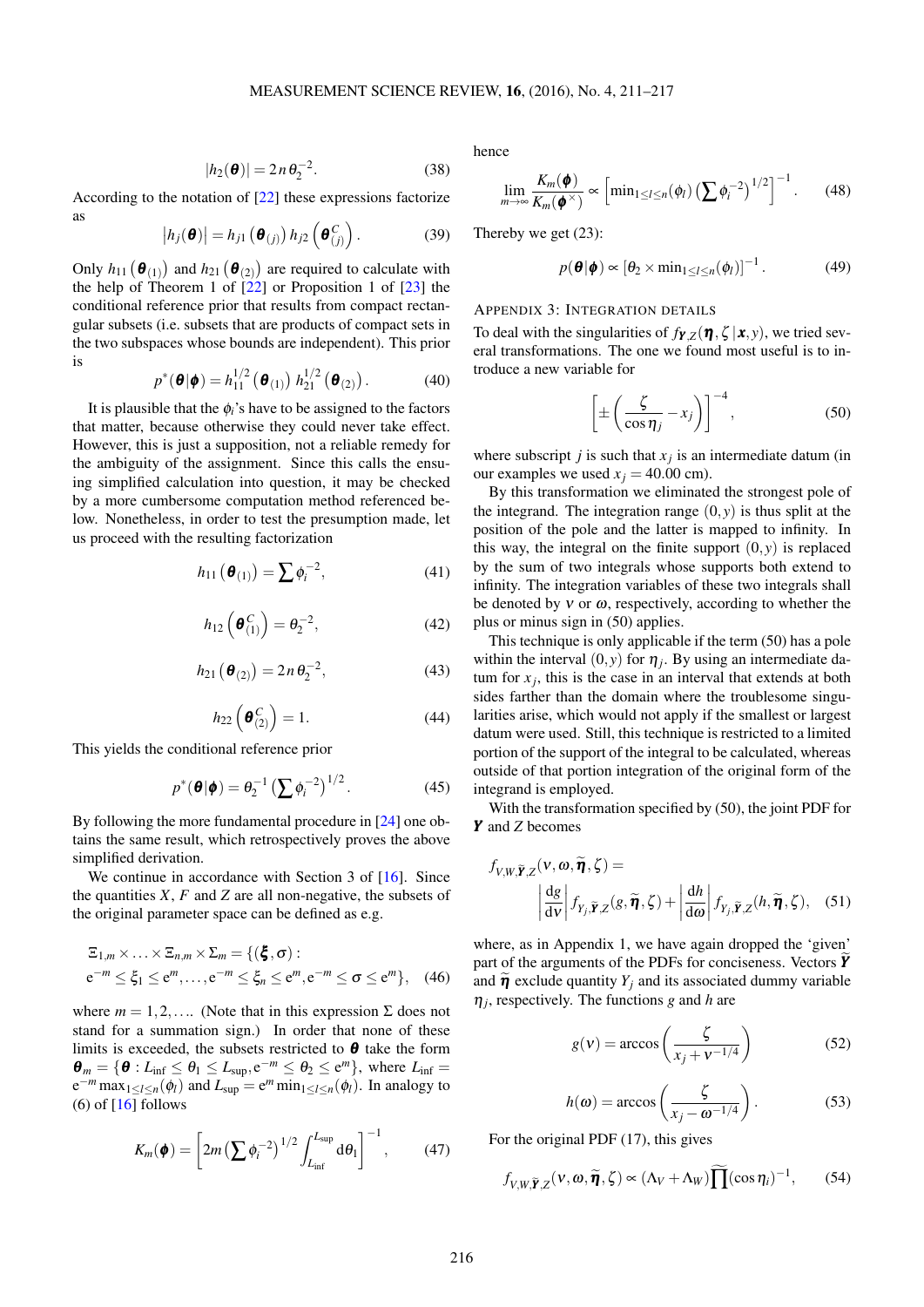$$|h_2(\boldsymbol{\theta})| = 2\,n\,\theta_2^{-2}. \tag{38}$$

According to the notation of [22] these expressions factorize as

$$\left|h_j(\boldsymbol{\theta})\right| = h_{j1}\left(\boldsymbol{\theta}_{(j)}\right) h_{j2}\left(\boldsymbol{\theta}_{(j)}^C\right). \tag{39}$$

Only $h_{11}\left(\boldsymbol{\theta}_{(1)}\right)$ and $h_{21}\left(\boldsymbol{\theta}_{(2)}\right)$ are required to calculate with the help of Theorem 1 of [22] or Proposition 1 of [23] the conditional reference prior that results from compact rectangular subsets (i.e. subsets that are products of compact sets in the two subspaces whose bounds are independent). This prior is

$$p^*(\boldsymbol{\theta}|\boldsymbol{\phi}) = h_{11}^{1/2}\left(\boldsymbol{\theta}_{(1)}\right) h_{21}^{1/2}\left(\boldsymbol{\theta}_{(2)}\right). \tag{40}$$

It is plausible that the $\phi_i$'s have to be assigned to the factors that matter, because otherwise they could never take effect. However, this is just a supposition, not a reliable remedy for the ambiguity of the assignment. Since this calls the ensuing simplified calculation into question, it may be checked by a more cumbersome computation method referenced below. Nonetheless, in order to test the presumption made, let us proceed with the resulting factorization

$$h_{11}\left(\boldsymbol{\theta}_{(1)}\right) = \sum \phi_i^{-2}, \tag{41}$$

$$h_{12}\left(\boldsymbol{\theta}_{(1)}^C\right) = \theta_2^{-2}, \tag{42}$$

$$h_{21}\left(\boldsymbol{\theta}_{(2)}\right) = 2\,n\,\theta_2^{-2}, \tag{43}$$

$$h_{22}\left(\boldsymbol{\theta}_{(2)}^C\right) = 1. \tag{44}$$

This yields the conditional reference prior

$$p^*(\boldsymbol{\theta}|\boldsymbol{\phi}) = \theta_2^{-1}\left(\sum \phi_i^{-2}\right)^{1/2}. \tag{45}$$

By following the more fundamental procedure in [24] one obtains the same result, which retrospectively proves the above simplified derivation.

We continue in accordance with Section 3 of [16]. Since the quantities $X$, $F$ and $Z$ are all non-negative, the subsets of the original parameter space can be defined as e.g.

$$\Xi_{1,m} \times \ldots \times \Xi_{n,m} \times \Sigma_m = \{(\boldsymbol{\xi}, \sigma) : \mathrm{e}^{-m} \le \xi_1 \le \mathrm{e}^m, \ldots, \mathrm{e}^{-m} \le \xi_n \le \mathrm{e}^m, \mathrm{e}^{-m} \le \sigma \le \mathrm{e}^m\}, \tag{46}$$

where $m = 1, 2, \ldots$. (Note that in this expression $\Sigma$ does not stand for a summation sign.) In order that none of these limits is exceeded, the subsets restricted to $\boldsymbol{\theta}$ take the form $\boldsymbol{\theta}_m = \{\boldsymbol{\theta} : L_{\inf} \le \theta_1 \le L_{\sup}, \mathrm{e}^{-m} \le \theta_2 \le \mathrm{e}^m\}$, where $L_{\inf} = \mathrm{e}^{-m}\max_{1\le l\le n}(\phi_l)$ and $L_{\sup} = \mathrm{e}^m \min_{1\le l\le n}(\phi_l)$. In analogy to (6) of [16] follows

$$K_m(\boldsymbol{\phi}) = \left[2m\left(\sum \phi_i^{-2}\right)^{1/2} \int_{L_{\inf}}^{L_{\sup}} \mathrm{d}\theta_1\right]^{-1}, \tag{47}$$

hence

$$\lim_{m\to\infty} \frac{K_m(\boldsymbol{\phi})}{K_m(\boldsymbol{\phi}^\times)} \propto \left[\min_{1\le l\le n}(\phi_l)\left(\sum \phi_i^{-2}\right)^{1/2}\right]^{-1}. \tag{48}$$

Thereby we get (23):

$$p(\boldsymbol{\theta}|\boldsymbol{\phi}) \propto \left[\theta_2 \times \min_{1\le l\le n}(\phi_l)\right]^{-1}. \tag{49}$$

## Appendix 3: Integration details

To deal with the singularities of $f_{\boldsymbol{Y},Z}(\boldsymbol{\eta}, \zeta\,|\,\boldsymbol{x}, y)$, we tried several transformations. The one we found most useful is to introduce a new variable for

$$\left[\pm\left(\frac{\zeta}{\cos\eta_j} - x_j\right)\right]^{-4}, \tag{50}$$

where subscript $j$ is such that $x_j$ is an intermediate datum (in our examples we used $x_j = 40.00$ cm).

By this transformation we eliminated the strongest pole of the integrand. The integration range $(0, y)$ is thus split at the position of the pole and the latter is mapped to infinity. In this way, the integral on the finite support $(0, y)$ is replaced by the sum of two integrals whose supports both extend to infinity. The integration variables of these two integrals shall be denoted by $\nu$ or $\omega$, respectively, according to whether the plus or minus sign in (50) applies.

This technique is only applicable if the term (50) has a pole within the interval $(0, y)$ for $\eta_j$. By using an intermediate datum for $x_j$, this is the case in an interval that extends at both sides farther than the domain where the troublesome singularities arise, which would not apply if the smallest or largest datum were used. Still, this technique is restricted to a limited portion of the support of the integral to be calculated, whereas outside of that portion integration of the original form of the integrand is employed.

With the transformation specified by (50), the joint PDF for $\boldsymbol{Y}$ and $Z$ becomes

$$f_{V,W,\widetilde{\boldsymbol{Y}},Z}(\nu, \omega, \widetilde{\boldsymbol{\eta}}, \zeta) = \left|\frac{\mathrm{d}g}{\mathrm{d}\nu}\right| f_{Y_j,\widetilde{\boldsymbol{Y}},Z}(g, \widetilde{\boldsymbol{\eta}}, \zeta) + \left|\frac{\mathrm{d}h}{\mathrm{d}\omega}\right| f_{Y_j,\widetilde{\boldsymbol{Y}},Z}(h, \widetilde{\boldsymbol{\eta}}, \zeta), \tag{51}$$

where, as in Appendix 1, we have again dropped the 'given' part of the arguments of the PDFs for conciseness. Vectors $\widetilde{\boldsymbol{Y}}$ and $\widetilde{\boldsymbol{\eta}}$ exclude quantity $Y_j$ and its associated dummy variable $\eta_j$, respectively. The functions $g$ and $h$ are

$$g(\nu) = \arccos\left(\frac{\zeta}{x_j + \nu^{-1/4}}\right) \tag{52}$$

$$h(\omega) = \arccos\left(\frac{\zeta}{x_j - \omega^{-1/4}}\right). \tag{53}$$

For the original PDF (17), this gives

$$f_{V,W,\widetilde{\boldsymbol{Y}},Z}(\nu, \omega, \widetilde{\boldsymbol{\eta}}, \zeta) \propto (\Lambda_V + \Lambda_W)\widetilde{\prod}(\cos\eta_i)^{-1}, \tag{54}$$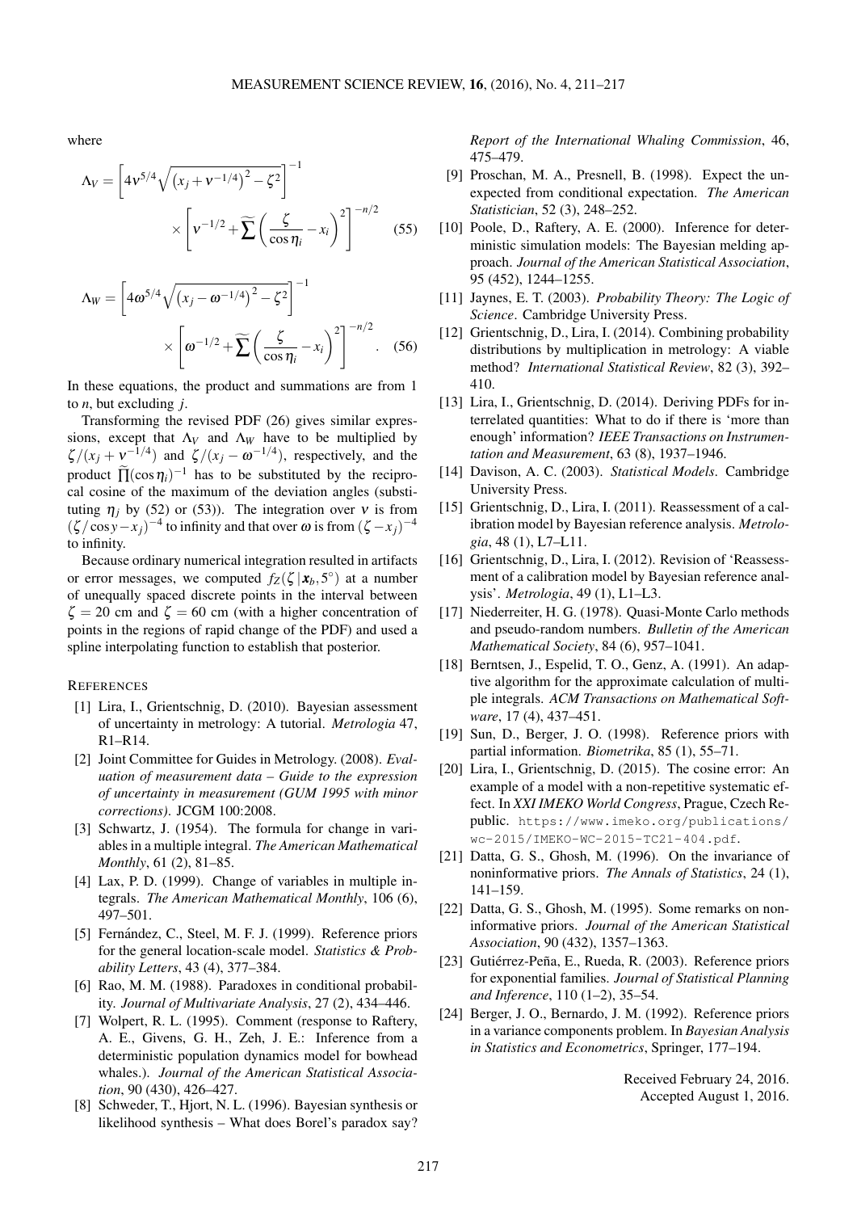where

$$\Lambda_V = \left[ 4\nu^{5/4} \sqrt{\left(x_j + \nu^{-1/4}\right)^2 - \zeta^2} \right]^{-1} \times \left[ \nu^{-1/2} + \widetilde{\sum} \left( \frac{\zeta}{\cos \eta_i} - x_i \right)^2 \right]^{-n/2} \tag{55}$$

$$\Lambda_W = \left[ 4\omega^{5/4} \sqrt{\left(x_j - \omega^{-1/4}\right)^2 - \zeta^2} \right]^{-1} \times \left[ \omega^{-1/2} + \widetilde{\sum} \left( \frac{\zeta}{\cos \eta_i} - x_i \right)^2 \right]^{-n/2}. \tag{56}$$

In these equations, the product and summations are from 1 to $n$, but excluding $j$.

Transforming the revised PDF (26) gives similar expressions, except that $\Lambda_V$ and $\Lambda_W$ have to be multiplied by $\zeta/(x_j + \nu^{-1/4})$ and $\zeta/(x_j - \omega^{-1/4})$, respectively, and the product $\widetilde{\prod}(\cos \eta_i)^{-1}$ has to be substituted by the reciprocal cosine of the maximum of the deviation angles (substituting $\eta_j$ by (52) or (53)). The integration over $\nu$ is from $(\zeta/\cos y - x_j)^{-4}$ to infinity and that over $\omega$ is from $(\zeta - x_j)^{-4}$ to infinity.

Because ordinary numerical integration resulted in artifacts or error messages, we computed $f_Z(\zeta \,|\, \boldsymbol{x}_b, 5^\circ)$ at a number of unequally spaced discrete points in the interval between $\zeta = 20$ cm and $\zeta = 60$ cm (with a higher concentration of points in the regions of rapid change of the PDF) and used a spline interpolating function to establish that posterior.

## References

[1] Lira, I., Grientschnig, D. (2010). Bayesian assessment of uncertainty in metrology: A tutorial. *Metrologia* 47, R1–R14.

[2] Joint Committee for Guides in Metrology. (2008). *Evaluation of measurement data – Guide to the expression of uncertainty in measurement (GUM 1995 with minor corrections)*. JCGM 100:2008.

[3] Schwartz, J. (1954). The formula for change in variables in a multiple integral. *The American Mathematical Monthly*, 61 (2), 81–85.

[4] Lax, P. D. (1999). Change of variables in multiple integrals. *The American Mathematical Monthly*, 106 (6), 497–501.

[5] Fernández, C., Steel, M. F. J. (1999). Reference priors for the general location-scale model. *Statistics & Probability Letters*, 43 (4), 377–384.

[6] Rao, M. M. (1988). Paradoxes in conditional probability. *Journal of Multivariate Analysis*, 27 (2), 434–446.

[7] Wolpert, R. L. (1995). Comment (response to Raftery, A. E., Givens, G. H., Zeh, J. E.: Inference from a deterministic population dynamics model for bowhead whales.). *Journal of the American Statistical Association*, 90 (430), 426–427.

[8] Schweder, T., Hjort, N. L. (1996). Bayesian synthesis or likelihood synthesis – What does Borel's paradox say? *Report of the International Whaling Commission*, 46, 475–479.

[9] Proschan, M. A., Presnell, B. (1998). Expect the unexpected from conditional expectation. *The American Statistician*, 52 (3), 248–252.

[10] Poole, D., Raftery, A. E. (2000). Inference for deterministic simulation models: The Bayesian melding approach. *Journal of the American Statistical Association*, 95 (452), 1244–1255.

[11] Jaynes, E. T. (2003). *Probability Theory: The Logic of Science*. Cambridge University Press.

[12] Grientschnig, D., Lira, I. (2014). Combining probability distributions by multiplication in metrology: A viable method? *International Statistical Review*, 82 (3), 392–410.

[13] Lira, I., Grientschnig, D. (2014). Deriving PDFs for interrelated quantities: What to do if there is 'more than enough' information? *IEEE Transactions on Instrumentation and Measurement*, 63 (8), 1937–1946.

[14] Davison, A. C. (2003). *Statistical Models*. Cambridge University Press.

[15] Grientschnig, D., Lira, I. (2011). Reassessment of a calibration model by Bayesian reference analysis. *Metrologia*, 48 (1), L7–L11.

[16] Grientschnig, D., Lira, I. (2012). Revision of 'Reassessment of a calibration model by Bayesian reference analysis'. *Metrologia*, 49 (1), L1–L3.

[17] Niederreiter, H. G. (1978). Quasi-Monte Carlo methods and pseudo-random numbers. *Bulletin of the American Mathematical Society*, 84 (6), 957–1041.

[18] Berntsen, J., Espelid, T. O., Genz, A. (1991). An adaptive algorithm for the approximate calculation of multiple integrals. *ACM Transactions on Mathematical Software*, 17 (4), 437–451.

[19] Sun, D., Berger, J. O. (1998). Reference priors with partial information. *Biometrika*, 85 (1), 55–71.

[20] Lira, I., Grientschnig, D. (2015). The cosine error: An example of a model with a non-repetitive systematic effect. In *XXI IMEKO World Congress*, Prague, Czech Republic. https://www.imeko.org/publications/wc-2015/IMEKO-WC-2015-TC21-404.pdf.

[21] Datta, G. S., Ghosh, M. (1996). On the invariance of noninformative priors. *The Annals of Statistics*, 24 (1), 141–159.

[22] Datta, G. S., Ghosh, M. (1995). Some remarks on noninformative priors. *Journal of the American Statistical Association*, 90 (432), 1357–1363.

[23] Gutiérrez-Peña, E., Rueda, R. (2003). Reference priors for exponential families. *Journal of Statistical Planning and Inference*, 110 (1–2), 35–54.

[24] Berger, J. O., Bernardo, J. M. (1992). Reference priors in a variance components problem. In *Bayesian Analysis in Statistics and Econometrics*, Springer, 177–194.

Received February 24, 2016.
Accepted August 1, 2016.